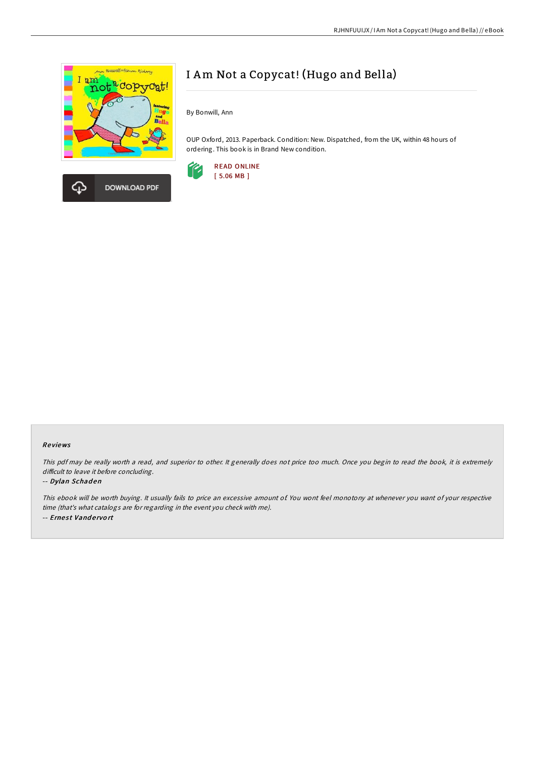# I Am Not a Copycat! (Hugo and Bella)

By Bonwill, Ann

OUP Oxford, 2013. Paperback. Condition: New. Dispatched, from the UK, within 48 hours of ordering. This book is in Brand New condition.

DOWNLOAD PDF

READ ONLINE
[ 5.06 MB ]

## Reviews

*This pdf may be really worth a read, and superior to other. It generally does not price too much. Once you begin to read the book, it is extremely difficult to leave it before concluding.*

-- ***Dylan Schaden***

*This ebook will be worth buying. It usually fails to price an excessive amount of. You wont feel monotony at whenever you want of your respective time (that's what catalogs are for regarding in the event you check with me).*

-- ***Ernest Vandervort***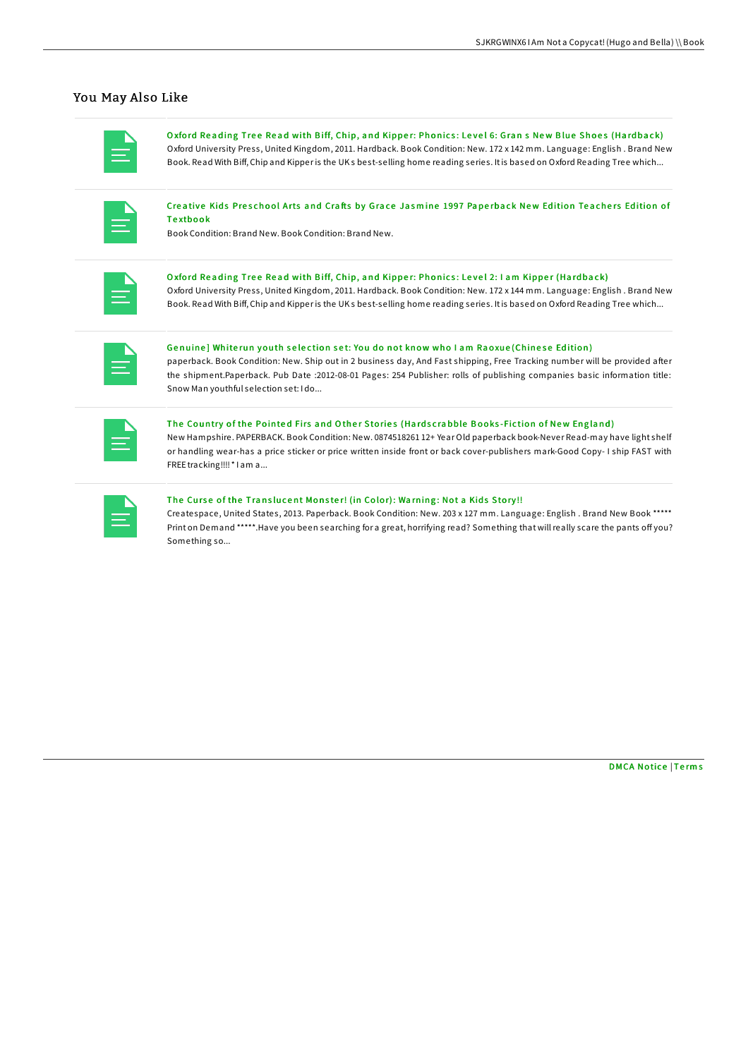## You May Also Like

**Oxford Reading Tree Read with Biff, Chip, and Kipper: Phonics: Level 6: Gran s New Blue Shoes (Hardback)**
Oxford University Press, United Kingdom, 2011. Hardback. Book Condition: New. 172 x 142 mm. Language: English . Brand New Book. Read With Biff, Chip and Kipper is the UK s best-selling home reading series. It is based on Oxford Reading Tree which...

**Creative Kids Preschool Arts and Crafts by Grace Jasmine 1997 Paperback New Edition Teachers Edition of Textbook**
Book Condition: Brand New. Book Condition: Brand New.

**Oxford Reading Tree Read with Biff, Chip, and Kipper: Phonics: Level 2: I am Kipper (Hardback)**
Oxford University Press, United Kingdom, 2011. Hardback. Book Condition: New. 172 x 144 mm. Language: English . Brand New Book. Read With Biff, Chip and Kipper is the UK s best-selling home reading series. It is based on Oxford Reading Tree which...

**Genuine] Whiterun youth selection set: You do not know who I am Raoxue(Chinese Edition)**
paperback. Book Condition: New. Ship out in 2 business day, And Fast shipping, Free Tracking number will be provided after the shipment.Paperback. Pub Date :2012-08-01 Pages: 254 Publisher: rolls of publishing companies basic information title: Snow Man youthful selection set: I do...

**The Country of the Pointed Firs and Other Stories (Hardscrabble Books-Fiction of New England)**
New Hampshire. PAPERBACK. Book Condition: New. 0874518261 12+ Year Old paperback book-Never Read-may have light shelf or handling wear-has a price sticker or price written inside front or back cover-publishers mark-Good Copy- I ship FAST with FREE tracking!!!! * I am a...

**The Curse of the Translucent Monster! (in Color): Warning: Not a Kids Story!!**
Createspace, United States, 2013. Paperback. Book Condition: New. 203 x 127 mm. Language: English . Brand New Book ***** Print on Demand *****.Have you been searching for a great, horrifying read? Something that will really scare the pants off you? Something so...

DMCA Notice | Terms